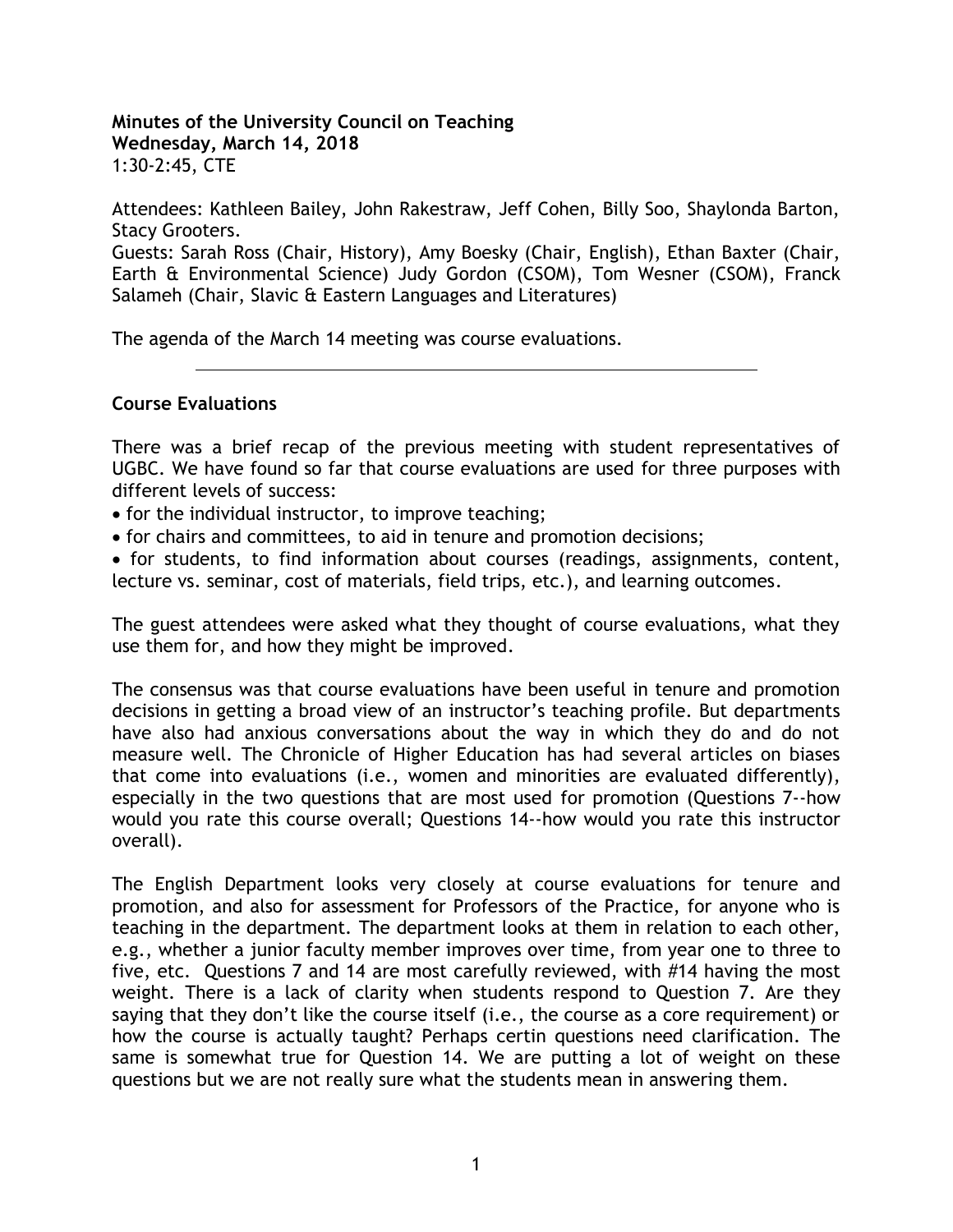**Minutes of the University Council on Teaching**
**Wednesday, March 14, 2018**
1:30-2:45, CTE

Attendees: Kathleen Bailey, John Rakestraw, Jeff Cohen, Billy Soo, Shaylonda Barton, Stacy Grooters.
Guests: Sarah Ross (Chair, History), Amy Boesky (Chair, English), Ethan Baxter (Chair, Earth & Environmental Science) Judy Gordon (CSOM), Tom Wesner (CSOM), Franck Salameh (Chair, Slavic & Eastern Languages and Literatures)

The agenda of the March 14 meeting was course evaluations.

---

**Course Evaluations**

There was a brief recap of the previous meeting with student representatives of UGBC. We have found so far that course evaluations are used for three purposes with different levels of success:

- for the individual instructor, to improve teaching;
- for chairs and committees, to aid in tenure and promotion decisions;
- for students, to find information about courses (readings, assignments, content, lecture vs. seminar, cost of materials, field trips, etc.), and learning outcomes.

The guest attendees were asked what they thought of course evaluations, what they use them for, and how they might be improved.

The consensus was that course evaluations have been useful in tenure and promotion decisions in getting a broad view of an instructor's teaching profile. But departments have also had anxious conversations about the way in which they do and do not measure well. The Chronicle of Higher Education has had several articles on biases that come into evaluations (i.e., women and minorities are evaluated differently), especially in the two questions that are most used for promotion (Questions 7--how would you rate this course overall; Questions 14--how would you rate this instructor overall).

The English Department looks very closely at course evaluations for tenure and promotion, and also for assessment for Professors of the Practice, for anyone who is teaching in the department. The department looks at them in relation to each other, e.g., whether a junior faculty member improves over time, from year one to three to five, etc. Questions 7 and 14 are most carefully reviewed, with #14 having the most weight. There is a lack of clarity when students respond to Question 7. Are they saying that they don't like the course itself (i.e., the course as a core requirement) or how the course is actually taught? Perhaps certin questions need clarification. The same is somewhat true for Question 14. We are putting a lot of weight on these questions but we are not really sure what the students mean in answering them.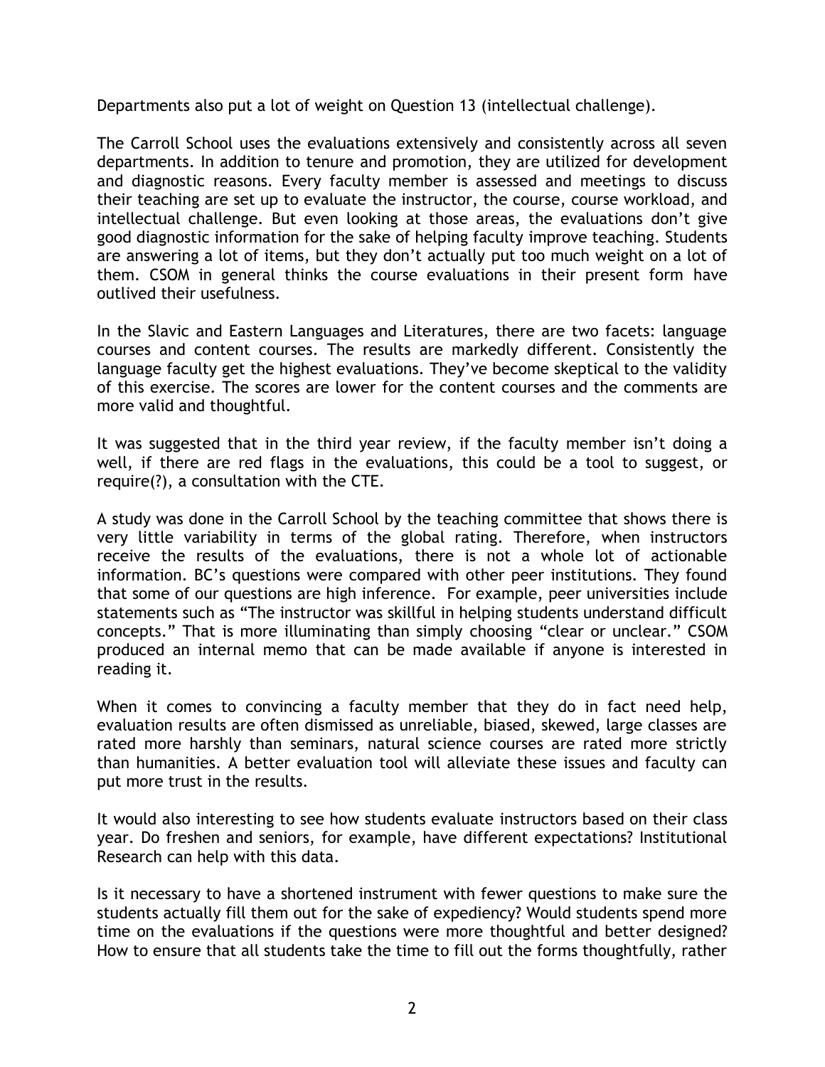Departments also put a lot of weight on Question 13 (intellectual challenge).

The Carroll School uses the evaluations extensively and consistently across all seven departments. In addition to tenure and promotion, they are utilized for development and diagnostic reasons. Every faculty member is assessed and meetings to discuss their teaching are set up to evaluate the instructor, the course, course workload, and intellectual challenge. But even looking at those areas, the evaluations don't give good diagnostic information for the sake of helping faculty improve teaching. Students are answering a lot of items, but they don't actually put too much weight on a lot of them. CSOM in general thinks the course evaluations in their present form have outlived their usefulness.

In the Slavic and Eastern Languages and Literatures, there are two facets: language courses and content courses. The results are markedly different. Consistently the language faculty get the highest evaluations. They've become skeptical to the validity of this exercise. The scores are lower for the content courses and the comments are more valid and thoughtful.

It was suggested that in the third year review, if the faculty member isn't doing a well, if there are red flags in the evaluations, this could be a tool to suggest, or require(?), a consultation with the CTE.

A study was done in the Carroll School by the teaching committee that shows there is very little variability in terms of the global rating. Therefore, when instructors receive the results of the evaluations, there is not a whole lot of actionable information. BC's questions were compared with other peer institutions. They found that some of our questions are high inference. For example, peer universities include statements such as "The instructor was skillful in helping students understand difficult concepts." That is more illuminating than simply choosing "clear or unclear." CSOM produced an internal memo that can be made available if anyone is interested in reading it.

When it comes to convincing a faculty member that they do in fact need help, evaluation results are often dismissed as unreliable, biased, skewed, large classes are rated more harshly than seminars, natural science courses are rated more strictly than humanities. A better evaluation tool will alleviate these issues and faculty can put more trust in the results.

It would also interesting to see how students evaluate instructors based on their class year. Do freshen and seniors, for example, have different expectations? Institutional Research can help with this data.

Is it necessary to have a shortened instrument with fewer questions to make sure the students actually fill them out for the sake of expediency? Would students spend more time on the evaluations if the questions were more thoughtful and better designed? How to ensure that all students take the time to fill out the forms thoughtfully, rather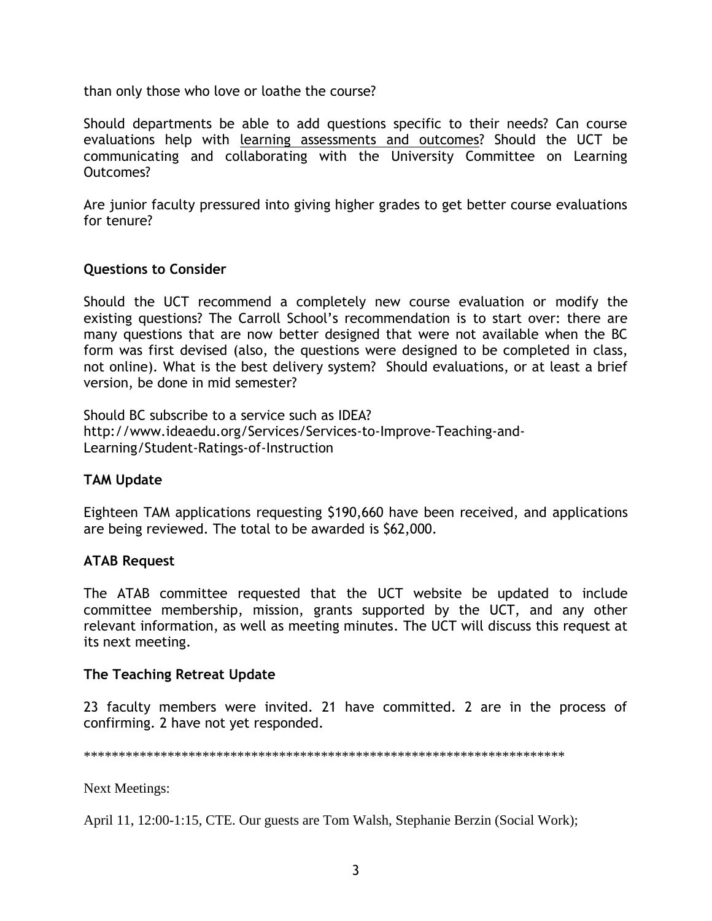than only those who love or loathe the course?

Should departments be able to add questions specific to their needs? Can course evaluations help with learning assessments and outcomes? Should the UCT be communicating and collaborating with the University Committee on Learning Outcomes?

Are junior faculty pressured into giving higher grades to get better course evaluations for tenure?

### Questions to Consider

Should the UCT recommend a completely new course evaluation or modify the existing questions? The Carroll School's recommendation is to start over: there are many questions that are now better designed that were not available when the BC form was first devised (also, the questions were designed to be completed in class, not online). What is the best delivery system? Should evaluations, or at least a brief version, be done in mid semester?

Should BC subscribe to a service such as IDEA?
http://www.ideaedu.org/Services/Services-to-Improve-Teaching-and-Learning/Student-Ratings-of-Instruction

### TAM Update

Eighteen TAM applications requesting $190,660 have been received, and applications are being reviewed. The total to be awarded is $62,000.

### ATAB Request

The ATAB committee requested that the UCT website be updated to include committee membership, mission, grants supported by the UCT, and any other relevant information, as well as meeting minutes. The UCT will discuss this request at its next meeting.

### The Teaching Retreat Update

23 faculty members were invited. 21 have committed. 2 are in the process of confirming. 2 have not yet responded.

**********************************************************************

Next Meetings:

April 11, 12:00-1:15, CTE. Our guests are Tom Walsh, Stephanie Berzin (Social Work);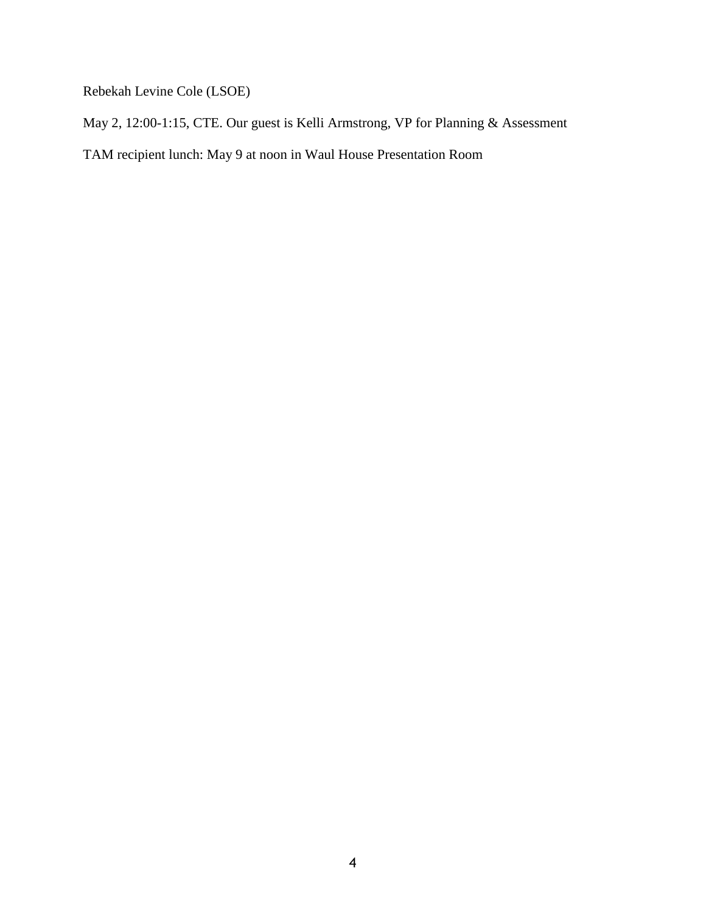Rebekah Levine Cole (LSOE)

May 2, 12:00-1:15, CTE. Our guest is Kelli Armstrong, VP for Planning & Assessment

TAM recipient lunch: May 9 at noon in Waul House Presentation Room